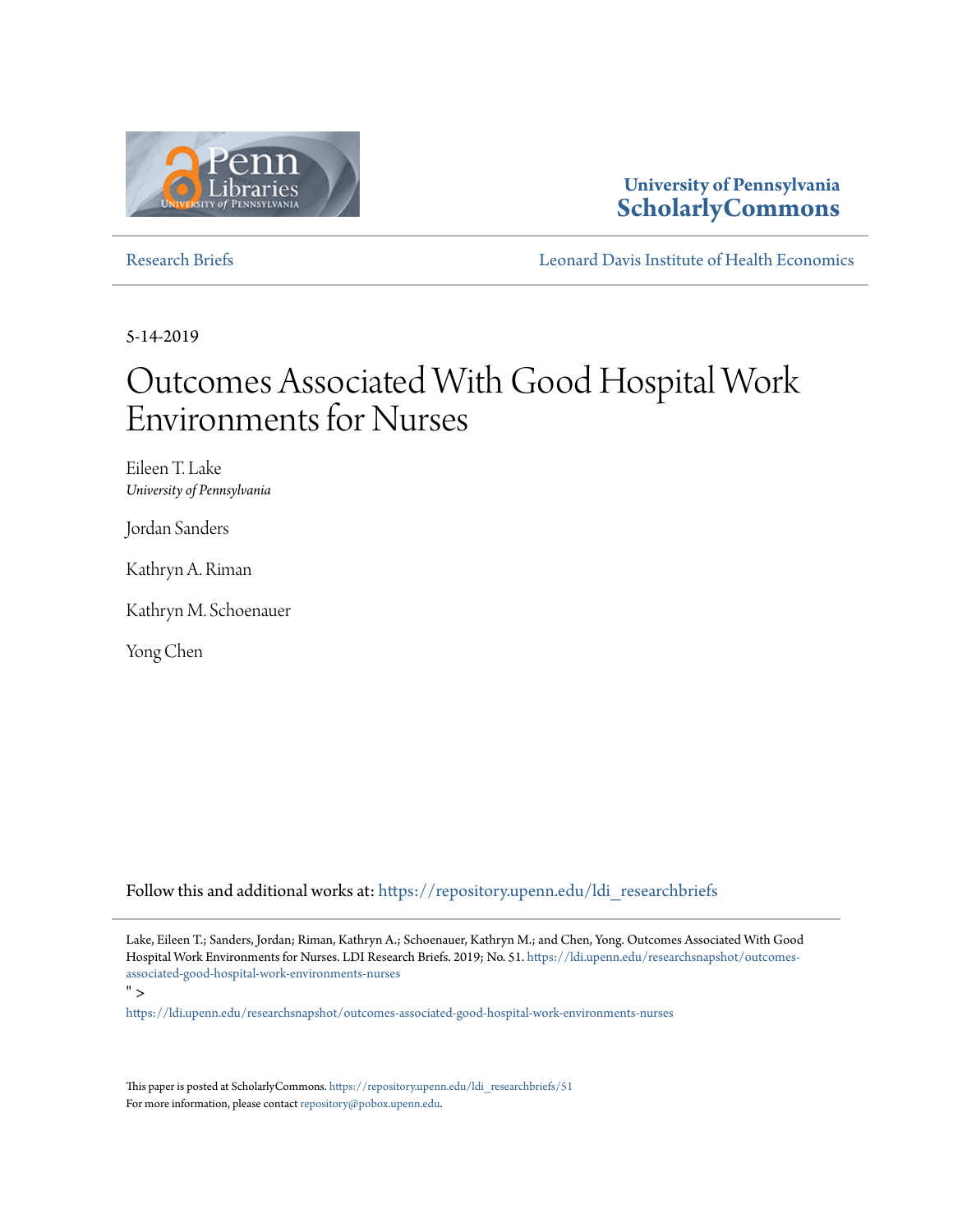University of Pennsylvania
**ScholarlyCommons**

Research Briefs | Leonard Davis Institute of Health Economics

5-14-2019

# Outcomes Associated With Good Hospital Work Environments for Nurses

Eileen T. Lake
*University of Pennsylvania*

Jordan Sanders

Kathryn A. Riman

Kathryn M. Schoenauer

Yong Chen

Follow this and additional works at: https://repository.upenn.edu/ldi_researchbriefs

Lake, Eileen T.; Sanders, Jordan; Riman, Kathryn A.; Schoenauer, Kathryn M.; and Chen, Yong. Outcomes Associated With Good Hospital Work Environments for Nurses. LDI Research Briefs. 2019; No. 51. https://ldi.upenn.edu/researchsnapshot/outcomes-associated-good-hospital-work-environments-nurses
" >
https://ldi.upenn.edu/researchsnapshot/outcomes-associated-good-hospital-work-environments-nurses

This paper is posted at ScholarlyCommons. https://repository.upenn.edu/ldi_researchbriefs/51
For more information, please contact repository@pobox.upenn.edu.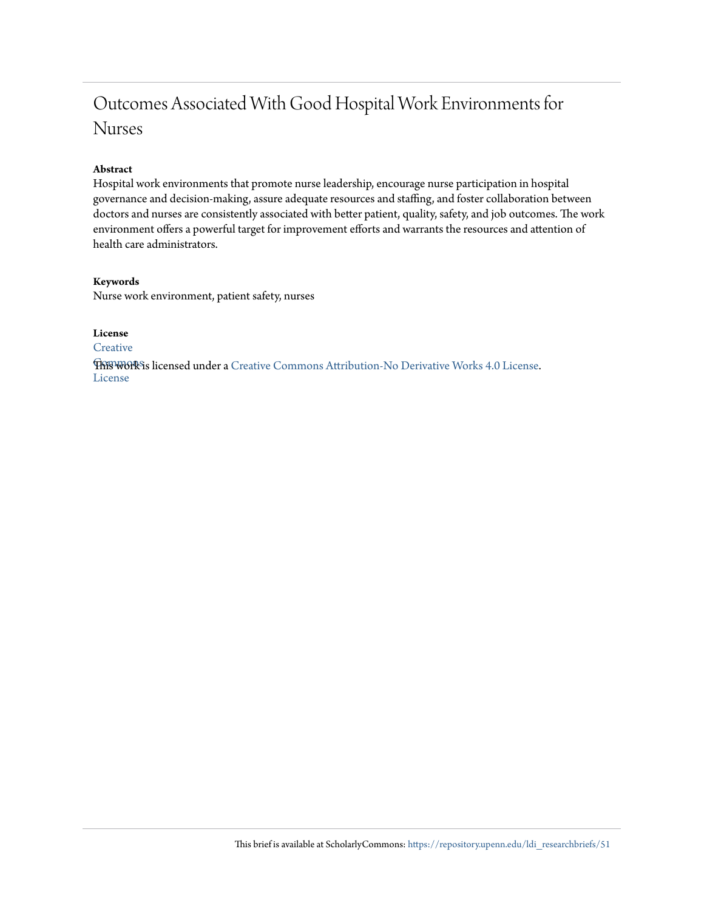# Outcomes Associated With Good Hospital Work Environments for Nurses

**Abstract**

Hospital work environments that promote nurse leadership, encourage nurse participation in hospital governance and decision-making, assure adequate resources and staffing, and foster collaboration between doctors and nurses are consistently associated with better patient, quality, safety, and job outcomes. The work environment offers a powerful target for improvement efforts and warrants the resources and attention of health care administrators.

**Keywords**

Nurse work environment, patient safety, nurses

**License**

Creative Commons License

This work is licensed under a Creative Commons Attribution-No Derivative Works 4.0 License.

This brief is available at ScholarlyCommons: https://repository.upenn.edu/ldi_researchbriefs/51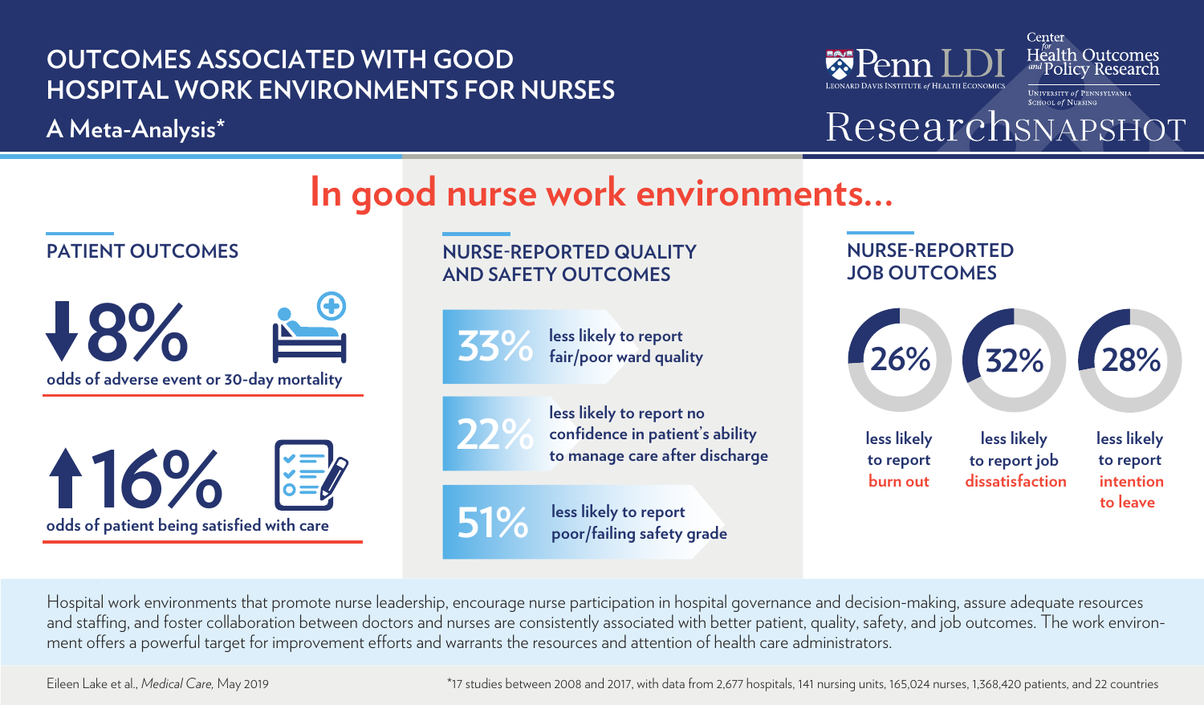# OUTCOMES ASSOCIATED WITH GOOD HOSPITAL WORK ENVIRONMENTS FOR NURSES

## A Meta-Analysis*

Penn LDI
Leonard Davis Institute of Health Economics

Center for Health Outcomes and Policy Research
University of Pennsylvania School of Nursing

ResearchSNAPSHOT

## In good nurse work environments...

### PATIENT OUTCOMES

↓8%
odds of adverse event or 30-day mortality

↑16%
odds of patient being satisfied with care

### NURSE-REPORTED QUALITY AND SAFETY OUTCOMES

**33%** less likely to report fair/poor ward quality

**22%** less likely to report no confidence in patient's ability to manage care after discharge

**51%** less likely to report poor/failing safety grade

### NURSE-REPORTED JOB OUTCOMES

**26%** less likely to report burn out

**32%** less likely to report job dissatisfaction

**28%** less likely to report intention to leave

Hospital work environments that promote nurse leadership, encourage nurse participation in hospital governance and decision-making, assure adequate resources and staffing, and foster collaboration between doctors and nurses are consistently associated with better patient, quality, safety, and job outcomes. The work environment offers a powerful target for improvement efforts and warrants the resources and attention of health care administrators.

Eileen Lake et al., *Medical Care,* May 2019

*17 studies between 2008 and 2017, with data from 2,677 hospitals, 141 nursing units, 165,024 nurses, 1,368,420 patients, and 22 countries